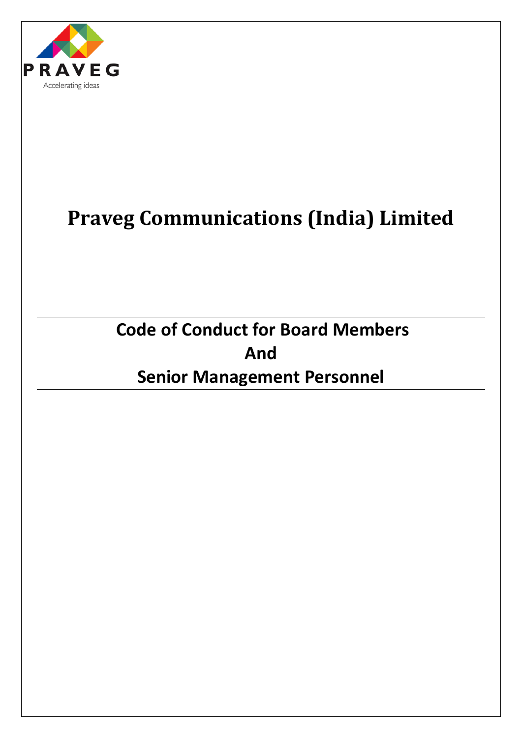PRAVEG

Accelerating ideas

# Praveg Communications (India) Limited

## Code of Conduct for Board Members
## And
## Senior Management Personnel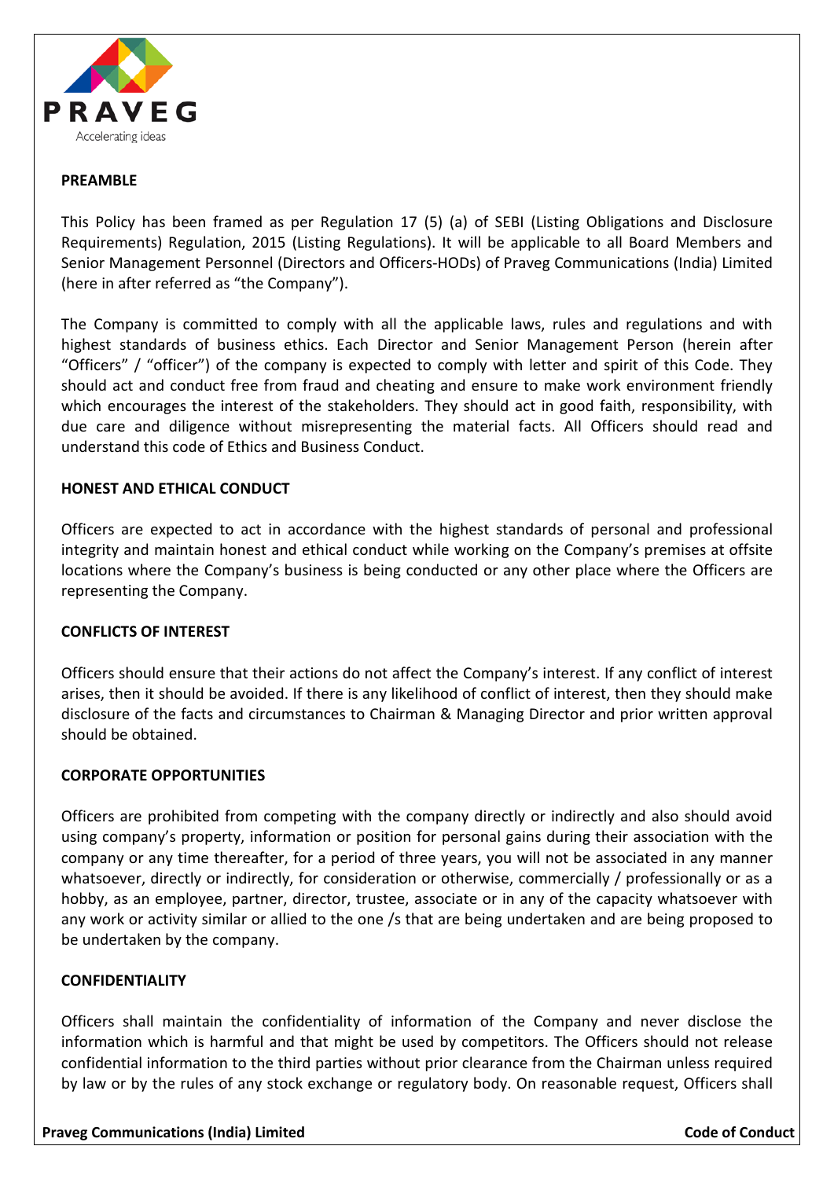## PREAMBLE

This Policy has been framed as per Regulation 17 (5) (a) of SEBI (Listing Obligations and Disclosure Requirements) Regulation, 2015 (Listing Regulations). It will be applicable to all Board Members and Senior Management Personnel (Directors and Officers-HODs) of Praveg Communications (India) Limited (here in after referred as "the Company").

The Company is committed to comply with all the applicable laws, rules and regulations and with highest standards of business ethics. Each Director and Senior Management Person (herein after "Officers" / "officer") of the company is expected to comply with letter and spirit of this Code. They should act and conduct free from fraud and cheating and ensure to make work environment friendly which encourages the interest of the stakeholders. They should act in good faith, responsibility, with due care and diligence without misrepresenting the material facts. All Officers should read and understand this code of Ethics and Business Conduct.

## HONEST AND ETHICAL CONDUCT

Officers are expected to act in accordance with the highest standards of personal and professional integrity and maintain honest and ethical conduct while working on the Company's premises at offsite locations where the Company's business is being conducted or any other place where the Officers are representing the Company.

## CONFLICTS OF INTEREST

Officers should ensure that their actions do not affect the Company's interest. If any conflict of interest arises, then it should be avoided. If there is any likelihood of conflict of interest, then they should make disclosure of the facts and circumstances to Chairman & Managing Director and prior written approval should be obtained.

## CORPORATE OPPORTUNITIES

Officers are prohibited from competing with the company directly or indirectly and also should avoid using company's property, information or position for personal gains during their association with the company or any time thereafter, for a period of three years, you will not be associated in any manner whatsoever, directly or indirectly, for consideration or otherwise, commercially / professionally or as a hobby, as an employee, partner, director, trustee, associate or in any of the capacity whatsoever with any work or activity similar or allied to the one /s that are being undertaken and are being proposed to be undertaken by the company.

## CONFIDENTIALITY

Officers shall maintain the confidentiality of information of the Company and never disclose the information which is harmful and that might be used by competitors. The Officers should not release confidential information to the third parties without prior clearance from the Chairman unless required by law or by the rules of any stock exchange or regulatory body. On reasonable request, Officers shall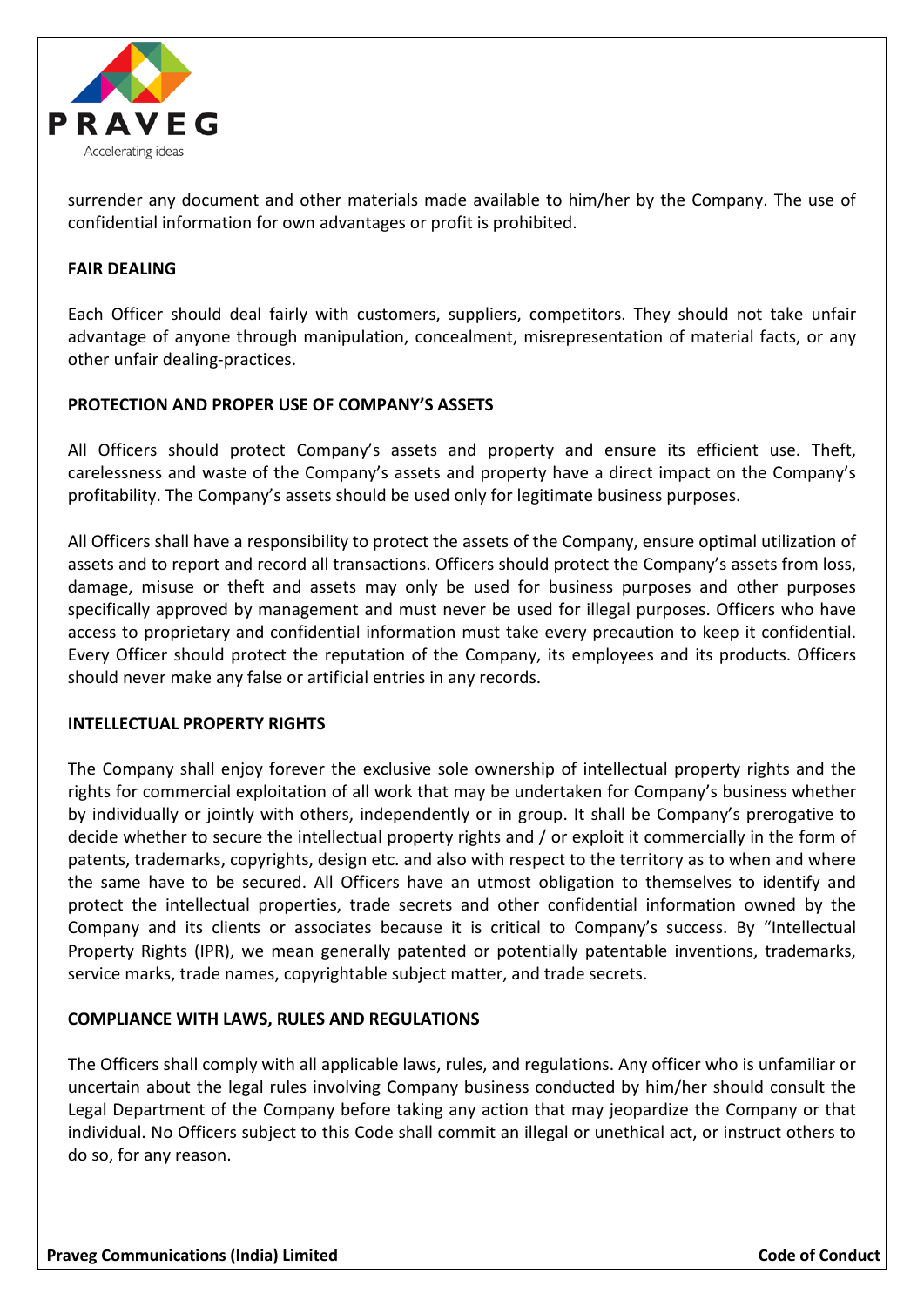surrender any document and other materials made available to him/her by the Company. The use of confidential information for own advantages or profit is prohibited.

## FAIR DEALING

Each Officer should deal fairly with customers, suppliers, competitors. They should not take unfair advantage of anyone through manipulation, concealment, misrepresentation of material facts, or any other unfair dealing-practices.

## PROTECTION AND PROPER USE OF COMPANY'S ASSETS

All Officers should protect Company's assets and property and ensure its efficient use. Theft, carelessness and waste of the Company's assets and property have a direct impact on the Company's profitability. The Company's assets should be used only for legitimate business purposes.

All Officers shall have a responsibility to protect the assets of the Company, ensure optimal utilization of assets and to report and record all transactions. Officers should protect the Company's assets from loss, damage, misuse or theft and assets may only be used for business purposes and other purposes specifically approved by management and must never be used for illegal purposes. Officers who have access to proprietary and confidential information must take every precaution to keep it confidential. Every Officer should protect the reputation of the Company, its employees and its products. Officers should never make any false or artificial entries in any records.

## INTELLECTUAL PROPERTY RIGHTS

The Company shall enjoy forever the exclusive sole ownership of intellectual property rights and the rights for commercial exploitation of all work that may be undertaken for Company's business whether by individually or jointly with others, independently or in group. It shall be Company's prerogative to decide whether to secure the intellectual property rights and / or exploit it commercially in the form of patents, trademarks, copyrights, design etc. and also with respect to the territory as to when and where the same have to be secured. All Officers have an utmost obligation to themselves to identify and protect the intellectual properties, trade secrets and other confidential information owned by the Company and its clients or associates because it is critical to Company's success. By "Intellectual Property Rights (IPR), we mean generally patented or potentially patentable inventions, trademarks, service marks, trade names, copyrightable subject matter, and trade secrets.

## COMPLIANCE WITH LAWS, RULES AND REGULATIONS

The Officers shall comply with all applicable laws, rules, and regulations. Any officer who is unfamiliar or uncertain about the legal rules involving Company business conducted by him/her should consult the Legal Department of the Company before taking any action that may jeopardize the Company or that individual. No Officers subject to this Code shall commit an illegal or unethical act, or instruct others to do so, for any reason.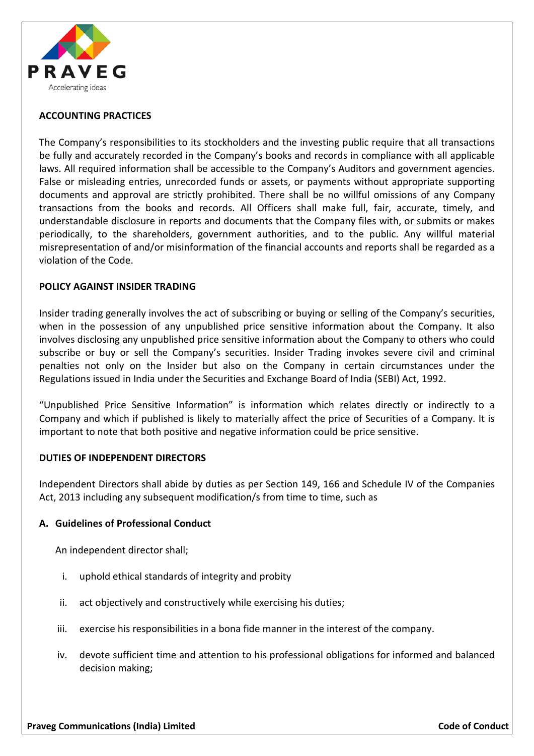## ACCOUNTING PRACTICES

The Company's responsibilities to its stockholders and the investing public require that all transactions be fully and accurately recorded in the Company's books and records in compliance with all applicable laws. All required information shall be accessible to the Company's Auditors and government agencies. False or misleading entries, unrecorded funds or assets, or payments without appropriate supporting documents and approval are strictly prohibited. There shall be no willful omissions of any Company transactions from the books and records. All Officers shall make full, fair, accurate, timely, and understandable disclosure in reports and documents that the Company files with, or submits or makes periodically, to the shareholders, government authorities, and to the public. Any willful material misrepresentation of and/or misinformation of the financial accounts and reports shall be regarded as a violation of the Code.

## POLICY AGAINST INSIDER TRADING

Insider trading generally involves the act of subscribing or buying or selling of the Company's securities, when in the possession of any unpublished price sensitive information about the Company. It also involves disclosing any unpublished price sensitive information about the Company to others who could subscribe or buy or sell the Company's securities. Insider Trading invokes severe civil and criminal penalties not only on the Insider but also on the Company in certain circumstances under the Regulations issued in India under the Securities and Exchange Board of India (SEBI) Act, 1992.

"Unpublished Price Sensitive Information" is information which relates directly or indirectly to a Company and which if published is likely to materially affect the price of Securities of a Company. It is important to note that both positive and negative information could be price sensitive.

## DUTIES OF INDEPENDENT DIRECTORS

Independent Directors shall abide by duties as per Section 149, 166 and Schedule IV of the Companies Act, 2013 including any subsequent modification/s from time to time, such as

### A. Guidelines of Professional Conduct

An independent director shall;

i. uphold ethical standards of integrity and probity

ii. act objectively and constructively while exercising his duties;

iii. exercise his responsibilities in a bona fide manner in the interest of the company.

iv. devote sufficient time and attention to his professional obligations for informed and balanced decision making;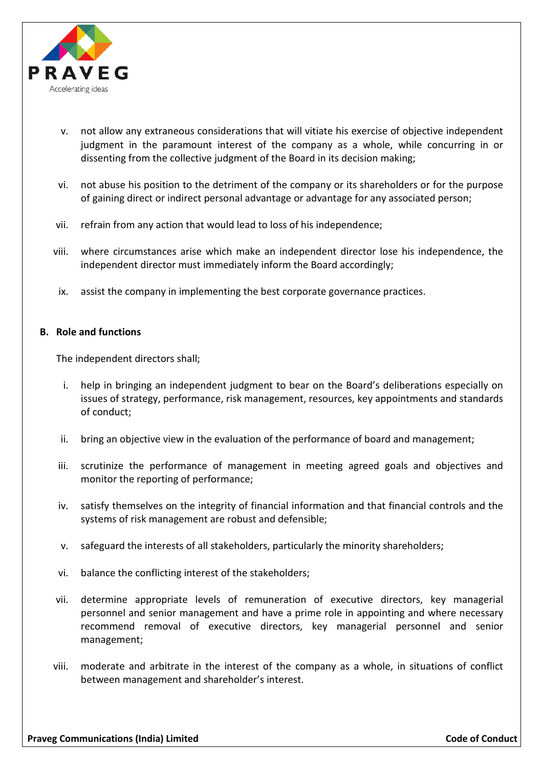v. not allow any extraneous considerations that will vitiate his exercise of objective independent judgment in the paramount interest of the company as a whole, while concurring in or dissenting from the collective judgment of the Board in its decision making;

vi. not abuse his position to the detriment of the company or its shareholders or for the purpose of gaining direct or indirect personal advantage or advantage for any associated person;

vii. refrain from any action that would lead to loss of his independence;

viii. where circumstances arise which make an independent director lose his independence, the independent director must immediately inform the Board accordingly;

ix. assist the company in implementing the best corporate governance practices.

**B. Role and functions**

The independent directors shall;

i. help in bringing an independent judgment to bear on the Board's deliberations especially on issues of strategy, performance, risk management, resources, key appointments and standards of conduct;

ii. bring an objective view in the evaluation of the performance of board and management;

iii. scrutinize the performance of management in meeting agreed goals and objectives and monitor the reporting of performance;

iv. satisfy themselves on the integrity of financial information and that financial controls and the systems of risk management are robust and defensible;

v. safeguard the interests of all stakeholders, particularly the minority shareholders;

vi. balance the conflicting interest of the stakeholders;

vii. determine appropriate levels of remuneration of executive directors, key managerial personnel and senior management and have a prime role in appointing and where necessary recommend removal of executive directors, key managerial personnel and senior management;

viii. moderate and arbitrate in the interest of the company as a whole, in situations of conflict between management and shareholder's interest.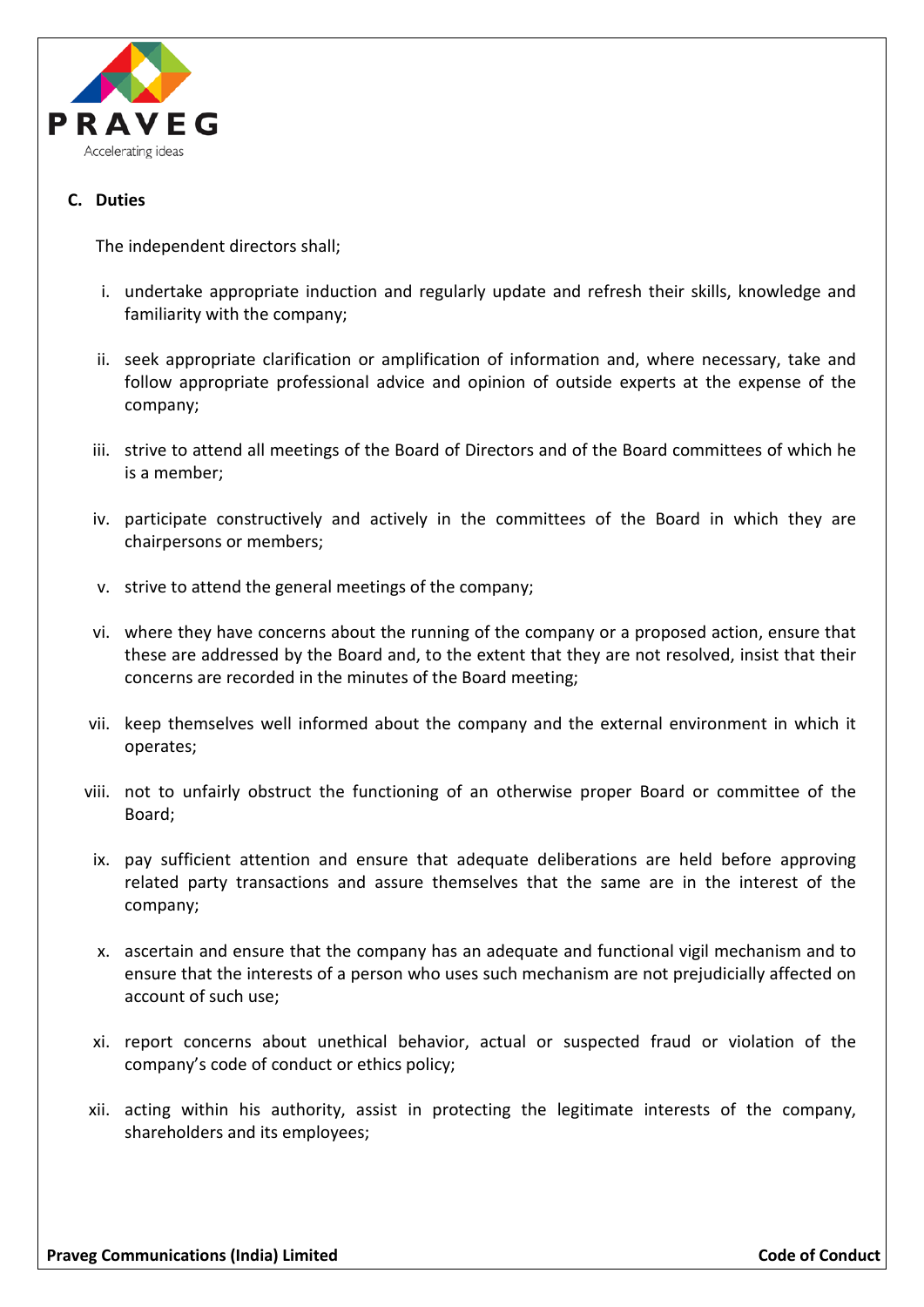**C. Duties**

The independent directors shall;

i. undertake appropriate induction and regularly update and refresh their skills, knowledge and familiarity with the company;

ii. seek appropriate clarification or amplification of information and, where necessary, take and follow appropriate professional advice and opinion of outside experts at the expense of the company;

iii. strive to attend all meetings of the Board of Directors and of the Board committees of which he is a member;

iv. participate constructively and actively in the committees of the Board in which they are chairpersons or members;

v. strive to attend the general meetings of the company;

vi. where they have concerns about the running of the company or a proposed action, ensure that these are addressed by the Board and, to the extent that they are not resolved, insist that their concerns are recorded in the minutes of the Board meeting;

vii. keep themselves well informed about the company and the external environment in which it operates;

viii. not to unfairly obstruct the functioning of an otherwise proper Board or committee of the Board;

ix. pay sufficient attention and ensure that adequate deliberations are held before approving related party transactions and assure themselves that the same are in the interest of the company;

x. ascertain and ensure that the company has an adequate and functional vigil mechanism and to ensure that the interests of a person who uses such mechanism are not prejudicially affected on account of such use;

xi. report concerns about unethical behavior, actual or suspected fraud or violation of the company's code of conduct or ethics policy;

xii. acting within his authority, assist in protecting the legitimate interests of the company, shareholders and its employees;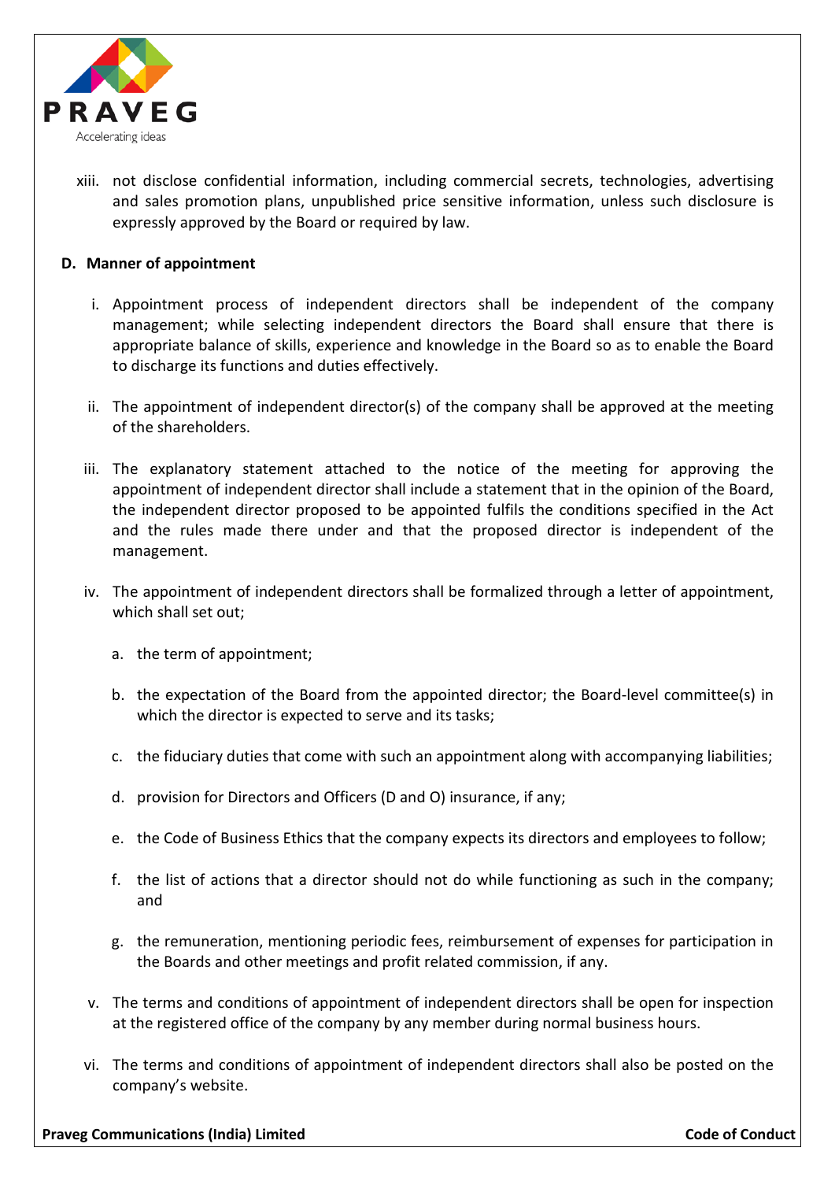xiii. not disclose confidential information, including commercial secrets, technologies, advertising and sales promotion plans, unpublished price sensitive information, unless such disclosure is expressly approved by the Board or required by law.

**D. Manner of appointment**

i. Appointment process of independent directors shall be independent of the company management; while selecting independent directors the Board shall ensure that there is appropriate balance of skills, experience and knowledge in the Board so as to enable the Board to discharge its functions and duties effectively.

ii. The appointment of independent director(s) of the company shall be approved at the meeting of the shareholders.

iii. The explanatory statement attached to the notice of the meeting for approving the appointment of independent director shall include a statement that in the opinion of the Board, the independent director proposed to be appointed fulfils the conditions specified in the Act and the rules made there under and that the proposed director is independent of the management.

iv. The appointment of independent directors shall be formalized through a letter of appointment, which shall set out;

   a. the term of appointment;

   b. the expectation of the Board from the appointed director; the Board-level committee(s) in which the director is expected to serve and its tasks;

   c. the fiduciary duties that come with such an appointment along with accompanying liabilities;

   d. provision for Directors and Officers (D and O) insurance, if any;

   e. the Code of Business Ethics that the company expects its directors and employees to follow;

   f. the list of actions that a director should not do while functioning as such in the company; and

   g. the remuneration, mentioning periodic fees, reimbursement of expenses for participation in the Boards and other meetings and profit related commission, if any.

v. The terms and conditions of appointment of independent directors shall be open for inspection at the registered office of the company by any member during normal business hours.

vi. The terms and conditions of appointment of independent directors shall also be posted on the company's website.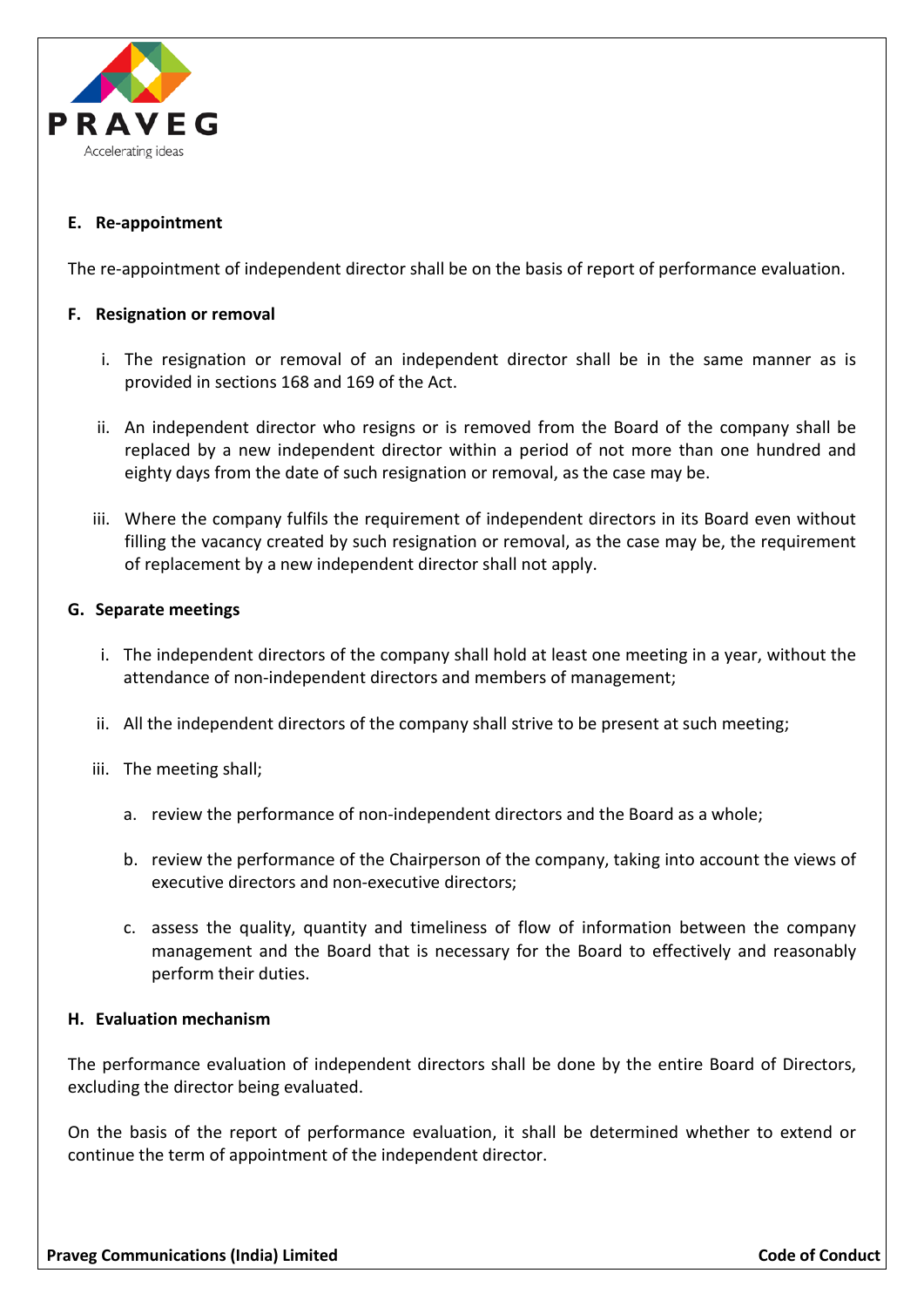**E. Re-appointment**

The re-appointment of independent director shall be on the basis of report of performance evaluation.

**F. Resignation or removal**

i. The resignation or removal of an independent director shall be in the same manner as is provided in sections 168 and 169 of the Act.

ii. An independent director who resigns or is removed from the Board of the company shall be replaced by a new independent director within a period of not more than one hundred and eighty days from the date of such resignation or removal, as the case may be.

iii. Where the company fulfils the requirement of independent directors in its Board even without filling the vacancy created by such resignation or removal, as the case may be, the requirement of replacement by a new independent director shall not apply.

**G. Separate meetings**

i. The independent directors of the company shall hold at least one meeting in a year, without the attendance of non-independent directors and members of management;

ii. All the independent directors of the company shall strive to be present at such meeting;

iii. The meeting shall;

   a. review the performance of non-independent directors and the Board as a whole;

   b. review the performance of the Chairperson of the company, taking into account the views of executive directors and non-executive directors;

   c. assess the quality, quantity and timeliness of flow of information between the company management and the Board that is necessary for the Board to effectively and reasonably perform their duties.

**H. Evaluation mechanism**

The performance evaluation of independent directors shall be done by the entire Board of Directors, excluding the director being evaluated.

On the basis of the report of performance evaluation, it shall be determined whether to extend or continue the term of appointment of the independent director.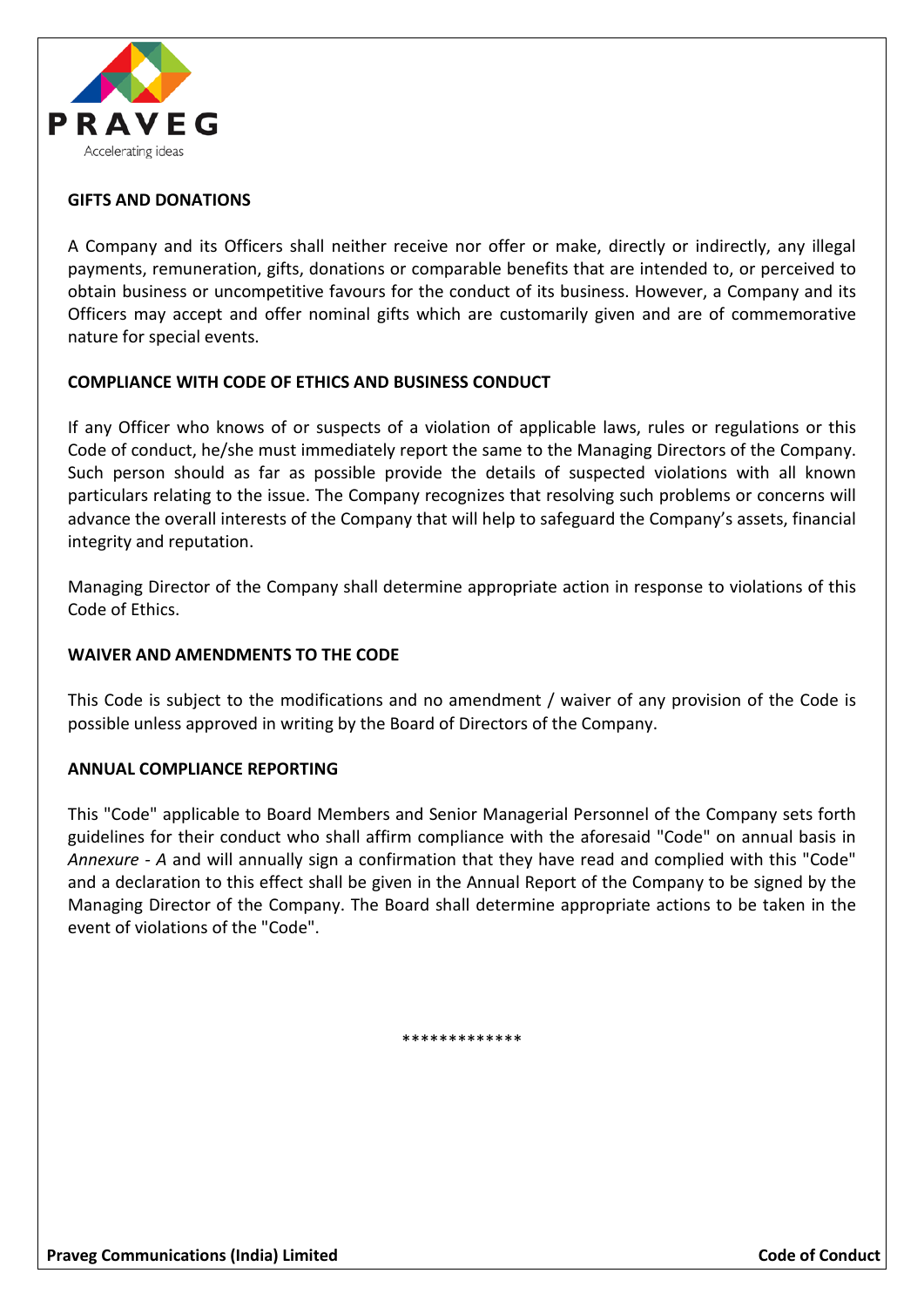**GIFTS AND DONATIONS**

A Company and its Officers shall neither receive nor offer or make, directly or indirectly, any illegal payments, remuneration, gifts, donations or comparable benefits that are intended to, or perceived to obtain business or uncompetitive favours for the conduct of its business. However, a Company and its Officers may accept and offer nominal gifts which are customarily given and are of commemorative nature for special events.

**COMPLIANCE WITH CODE OF ETHICS AND BUSINESS CONDUCT**

If any Officer who knows of or suspects of a violation of applicable laws, rules or regulations or this Code of conduct, he/she must immediately report the same to the Managing Directors of the Company. Such person should as far as possible provide the details of suspected violations with all known particulars relating to the issue. The Company recognizes that resolving such problems or concerns will advance the overall interests of the Company that will help to safeguard the Company's assets, financial integrity and reputation.

Managing Director of the Company shall determine appropriate action in response to violations of this Code of Ethics.

**WAIVER AND AMENDMENTS TO THE CODE**

This Code is subject to the modifications and no amendment / waiver of any provision of the Code is possible unless approved in writing by the Board of Directors of the Company.

**ANNUAL COMPLIANCE REPORTING**

This "Code" applicable to Board Members and Senior Managerial Personnel of the Company sets forth guidelines for their conduct who shall affirm compliance with the aforesaid "Code" on annual basis in *Annexure - A* and will annually sign a confirmation that they have read and complied with this "Code" and a declaration to this effect shall be given in the Annual Report of the Company to be signed by the Managing Director of the Company. The Board shall determine appropriate actions to be taken in the event of violations of the "Code".

*************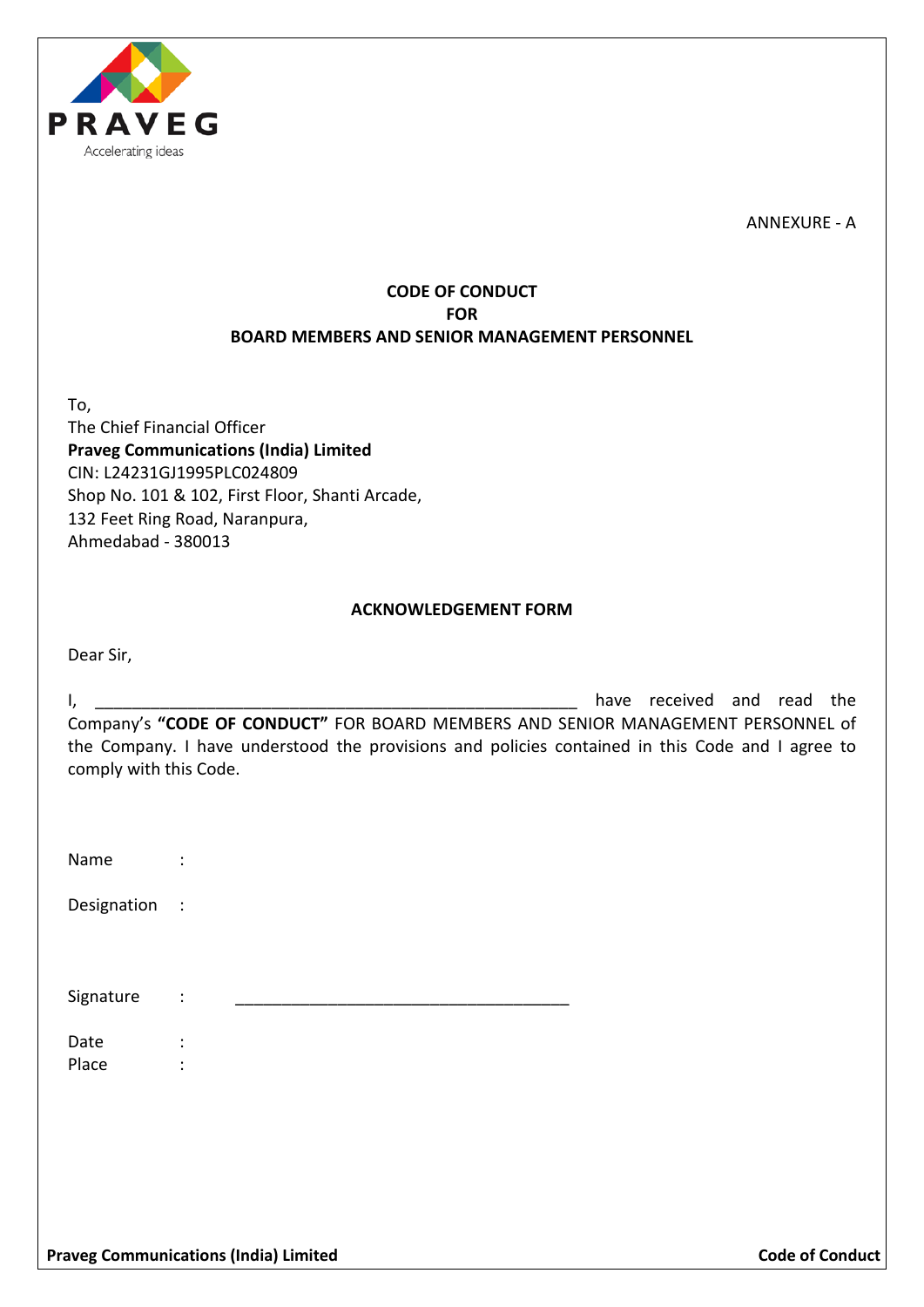ANNEXURE - A

**CODE OF CONDUCT**
**FOR**
**BOARD MEMBERS AND SENIOR MANAGEMENT PERSONNEL**

To,
The Chief Financial Officer
**Praveg Communications (India) Limited**
CIN: L24231GJ1995PLC024809
Shop No. 101 & 102, First Floor, Shanti Arcade,
132 Feet Ring Road, Naranpura,
Ahmedabad - 380013

**ACKNOWLEDGEMENT FORM**

Dear Sir,

I, ______________________________________________________ have received and read the Company's **"CODE OF CONDUCT"** FOR BOARD MEMBERS AND SENIOR MANAGEMENT PERSONNEL of the Company. I have understood the provisions and policies contained in this Code and I agree to comply with this Code.

Name :

Designation :

Signature : ____________________________________

Date :
Place :